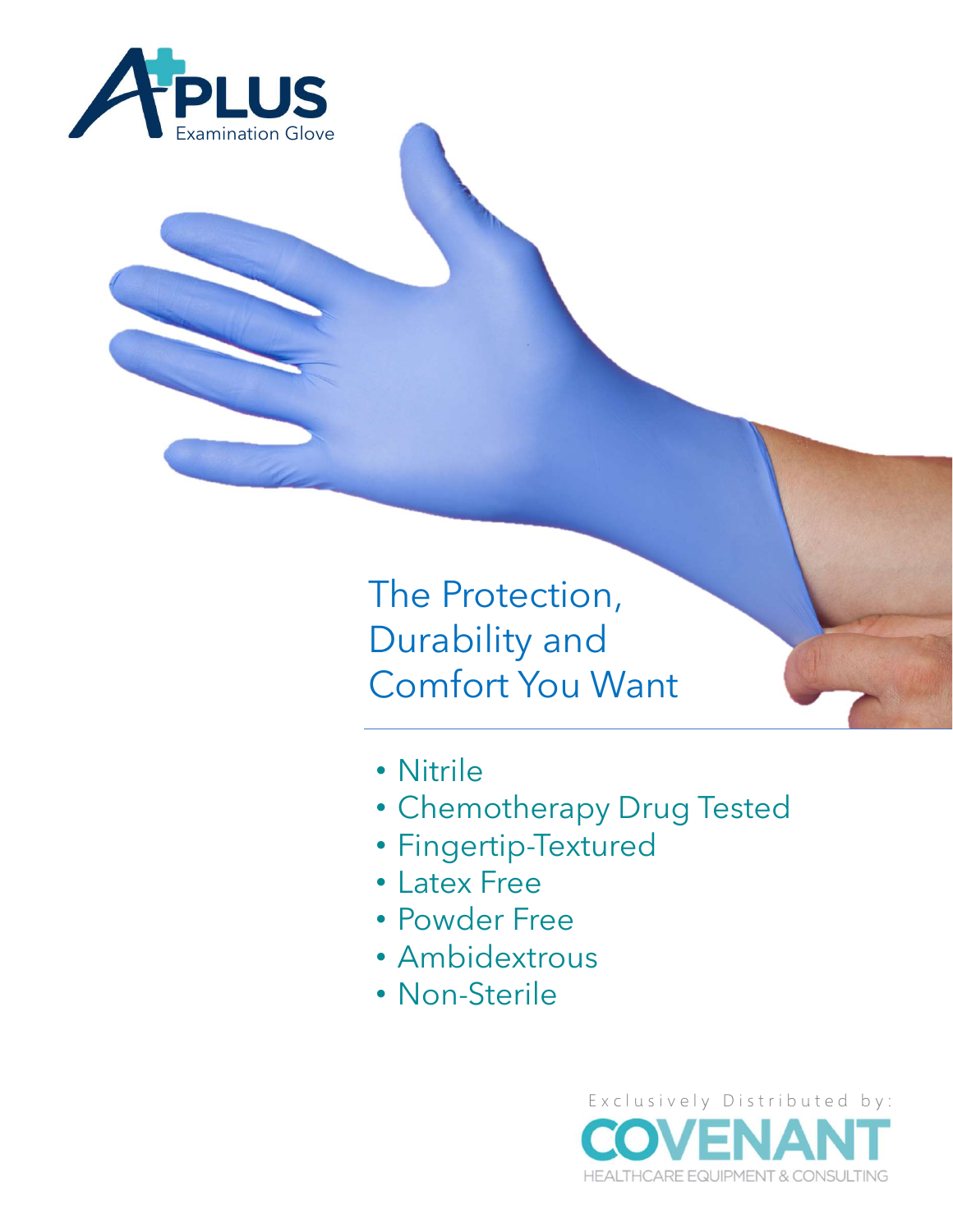# A+PLUS

Examination Glove

## The Protection, Durability and Comfort You Want

- Nitrile
- Chemotherapy Drug Tested
- Fingertip-Textured
- Latex Free
- Powder Free
- Ambidextrous
- Non-Sterile

Exclusively Distributed by:

**COVENANT**

HEALTHCARE EQUIPMENT & CONSULTING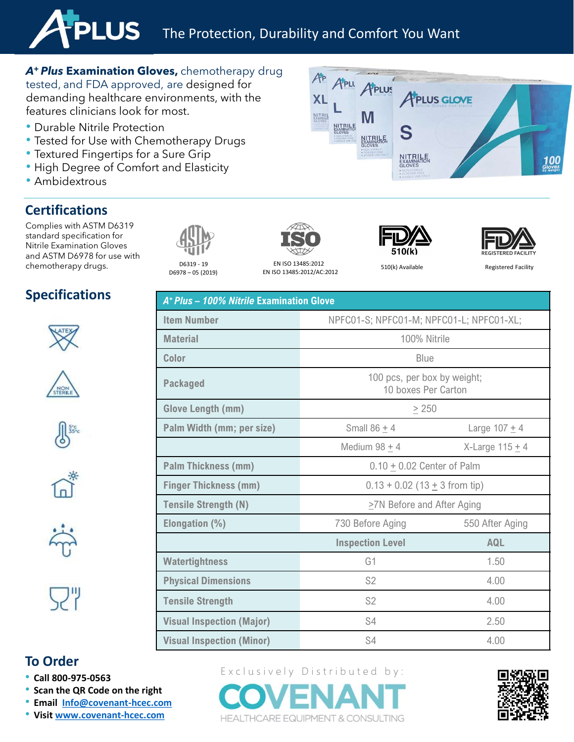# A+PLUS The Protection, Durability and Comfort You Want

***A+ Plus* Examination Gloves,** chemotherapy drug tested, and FDA approved, are designed for demanding healthcare environments, with the features clinicians look for most.

- Durable Nitrile Protection
- Tested for Use with Chemotherapy Drugs
- Textured Fingertips for a Sure Grip
- High Degree of Comfort and Elasticity
- Ambidextrous

## Certifications

Complies with ASTM D6319 standard specification for Nitrile Examination Gloves and ASTM D6978 for use with chemotherapy drugs.

D6319 - 19
D6978 – 05 (2019)

EN ISO 13485:2012
EN ISO 13485:2012/AC:2012

510(k) Available

Registered Facility

## Specifications

| ***A+ Plus – 100% Nitrile* Examination Glove** | | |
|---|---|---|
| **Item Number** | NPFC01-S; NPFC01-M; NPFC01-L; NPFC01-XL; | |
| **Material** | 100% Nitrile | |
| **Color** | Blue | |
| **Packaged** | 100 pcs, per box by weight; 10 boxes Per Carton | |
| **Glove Length (mm)** | ≥ 250 | |
| **Palm Width (mm; per size)** | Small 86 ± 4 | Large 107 ± 4 |
| | Medium 98 ± 4 | X-Large 115 ± 4 |
| **Palm Thickness (mm)** | 0.10 ± 0.02 Center of Palm | |
| **Finger Thickness (mm)** | 0.13 + 0.02 (13 ± 3 from tip) | |
| **Tensile Strength (N)** | ≥7N Before and After Aging | |
| **Elongation (%)** | 730 Before Aging | 550 After Aging |
| | **Inspection Level** | **AQL** |
| **Watertightness** | G1 | 1.50 |
| **Physical Dimensions** | S2 | 4.00 |
| **Tensile Strength** | S2 | 4.00 |
| **Visual Inspection (Major)** | S4 | 2.50 |
| **Visual Inspection (Minor)** | S4 | 4.00 |

## To Order

- **Call 800-975-0563**
- **Scan the QR Code on the right**
- **Email [Info@covenant-hcec.com](mailto:Info@covenant-hcec.com)**
- **Visit [www.covenant-hcec.com](http://www.covenant-hcec.com)**

Exclusively Distributed by:

COVENANT
HEALTHCARE EQUIPMENT & CONSULTING